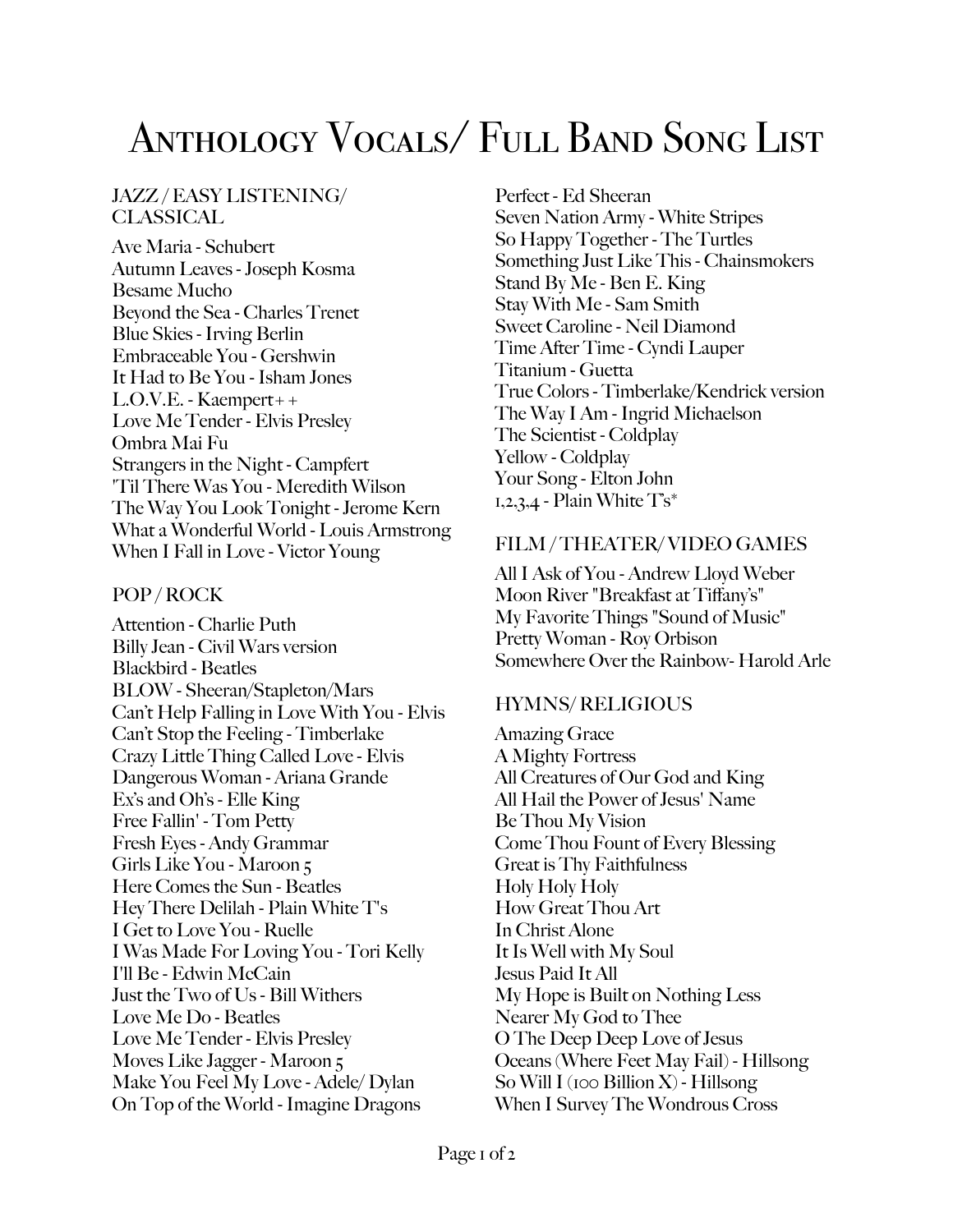# Anthology Vocals/ Full Band Song List

## JAZZ / EASY LISTENING/ CLASSICAL

Ave Maria - Schubert
Autumn Leaves - Joseph Kosma
Besame Mucho
Beyond the Sea - Charles Trenet
Blue Skies - Irving Berlin
Embraceable You - Gershwin
It Had to Be You - Isham Jones
L.O.V.E. - Kaempert++
Love Me Tender - Elvis Presley
Ombra Mai Fu
Strangers in the Night - Campfert
'Til There Was You - Meredith Wilson
The Way You Look Tonight - Jerome Kern
What a Wonderful World - Louis Armstrong
When I Fall in Love - Victor Young

## POP / ROCK

Attention - Charlie Puth
Billy Jean - Civil Wars version
Blackbird - Beatles
BLOW - Sheeran/Stapleton/Mars
Can't Help Falling in Love With You - Elvis
Can't Stop the Feeling - Timberlake
Crazy Little Thing Called Love - Elvis
Dangerous Woman - Ariana Grande
Ex's and Oh's - Elle King
Free Fallin' - Tom Petty
Fresh Eyes - Andy Grammar
Girls Like You - Maroon 5
Here Comes the Sun - Beatles
Hey There Delilah - Plain White T's
I Get to Love You - Ruelle
I Was Made For Loving You - Tori Kelly
I'll Be - Edwin McCain
Just the Two of Us - Bill Withers
Love Me Do - Beatles
Love Me Tender - Elvis Presley
Moves Like Jagger - Maroon 5
Make You Feel My Love - Adele/ Dylan
On Top of the World - Imagine Dragons
Perfect - Ed Sheeran
Seven Nation Army - White Stripes
So Happy Together - The Turtles
Something Just Like This - Chainsmokers
Stand By Me - Ben E. King
Stay With Me - Sam Smith
Sweet Caroline - Neil Diamond
Time After Time - Cyndi Lauper
Titanium - Guetta
True Colors - Timberlake/Kendrick version
The Way I Am - Ingrid Michaelson
The Scientist - Coldplay
Yellow - Coldplay
Your Song - Elton John
1,2,3,4 - Plain White T's*

## FILM / THEATER/ VIDEO GAMES

All I Ask of You - Andrew Lloyd Weber
Moon River "Breakfast at Tiffany's"
My Favorite Things "Sound of Music"
Pretty Woman - Roy Orbison
Somewhere Over the Rainbow- Harold Arle

## HYMNS/ RELIGIOUS

Amazing Grace
A Mighty Fortress
All Creatures of Our God and King
All Hail the Power of Jesus' Name
Be Thou My Vision
Come Thou Fount of Every Blessing
Great is Thy Faithfulness
Holy Holy Holy
How Great Thou Art
In Christ Alone
It Is Well with My Soul
Jesus Paid It All
My Hope is Built on Nothing Less
Nearer My God to Thee
O The Deep Deep Love of Jesus
Oceans (Where Feet May Fail) - Hillsong
So Will I (100 Billion X) - Hillsong
When I Survey The Wondrous Cross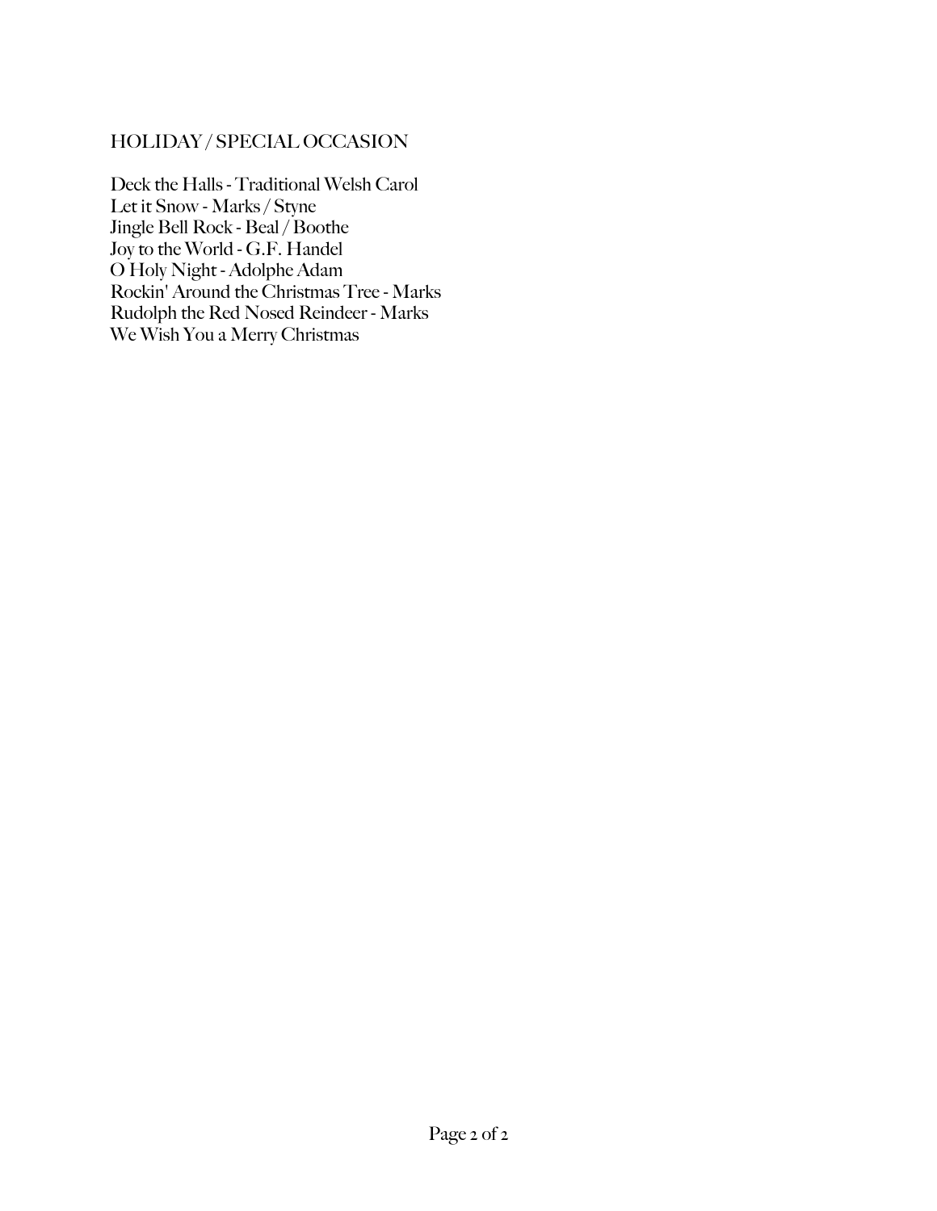## HOLIDAY / SPECIAL OCCASION

Deck the Halls - Traditional Welsh Carol
Let it Snow - Marks / Styne
Jingle Bell Rock - Beal / Boothe
Joy to the World - G.F. Handel
O Holy Night - Adolphe Adam
Rockin' Around the Christmas Tree - Marks
Rudolph the Red Nosed Reindeer - Marks
We Wish You a Merry Christmas